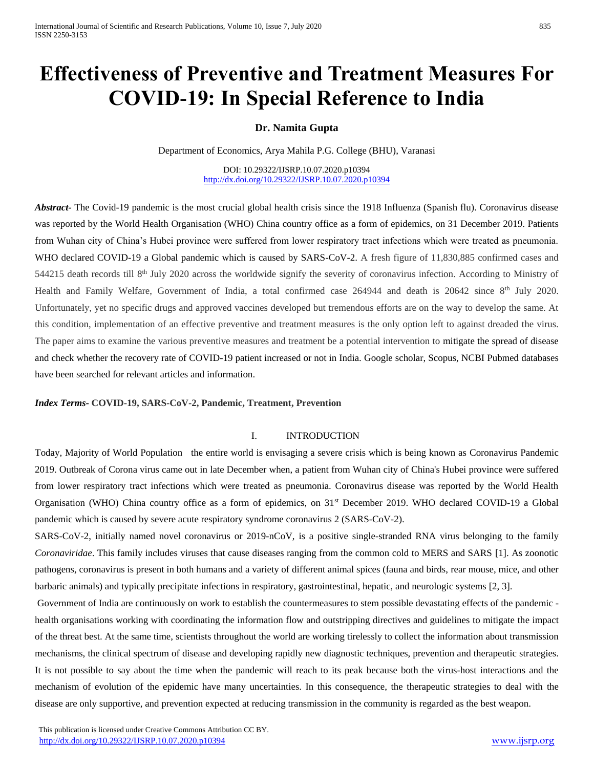# Effectiveness of Preventive and Treatment Measures For COVID-19: In Special Reference to India

**Dr. Namita Gupta**

Department of Economics, Arya Mahila P.G. College (BHU), Varanasi

DOI: 10.29322/IJSRP.10.07.2020.p10394
http://dx.doi.org/10.29322/IJSRP.10.07.2020.p10394

***Abstract-*** The Covid-19 pandemic is the most crucial global health crisis since the 1918 Influenza (Spanish flu). Coronavirus disease was reported by the World Health Organisation (WHO) China country office as a form of epidemics, on 31 December 2019. Patients from Wuhan city of China's Hubei province were suffered from lower respiratory tract infections which were treated as pneumonia. WHO declared COVID-19 a Global pandemic which is caused by SARS-CoV-2. A fresh figure of 11,830,885 confirmed cases and 544215 death records till 8th July 2020 across the worldwide signify the severity of coronavirus infection. According to Ministry of Health and Family Welfare, Government of India, a total confirmed case 264944 and death is 20642 since 8th July 2020. Unfortunately, yet no specific drugs and approved vaccines developed but tremendous efforts are on the way to develop the same. At this condition, implementation of an effective preventive and treatment measures is the only option left to against dreaded the virus. The paper aims to examine the various preventive measures and treatment be a potential intervention to mitigate the spread of disease and check whether the recovery rate of COVID-19 patient increased or not in India. Google scholar, Scopus, NCBI Pubmed databases have been searched for relevant articles and information.

***Index Terms-*** **COVID-19, SARS-CoV-2, Pandemic, Treatment, Prevention**

## I. INTRODUCTION

Today, Majority of World Population the entire world is envisaging a severe crisis which is being known as Coronavirus Pandemic 2019. Outbreak of Corona virus came out in late December when, a patient from Wuhan city of China's Hubei province were suffered from lower respiratory tract infections which were treated as pneumonia. Coronavirus disease was reported by the World Health Organisation (WHO) China country office as a form of epidemics, on 31st December 2019. WHO declared COVID-19 a Global pandemic which is caused by severe acute respiratory syndrome coronavirus 2 (SARS-CoV-2).

SARS-CoV-2, initially named novel coronavirus or 2019-nCoV, is a positive single-stranded RNA virus belonging to the family *Coronaviridae*. This family includes viruses that cause diseases ranging from the common cold to MERS and SARS [1]. As zoonotic pathogens, coronavirus is present in both humans and a variety of different animal spices (fauna and birds, rear mouse, mice, and other barbaric animals) and typically precipitate infections in respiratory, gastrointestinal, hepatic, and neurologic systems [2, 3].

Government of India are continuously on work to establish the countermeasures to stem possible devastating effects of the pandemic - health organisations working with coordinating the information flow and outstripping directives and guidelines to mitigate the impact of the threat best. At the same time, scientists throughout the world are working tirelessly to collect the information about transmission mechanisms, the clinical spectrum of disease and developing rapidly new diagnostic techniques, prevention and therapeutic strategies. It is not possible to say about the time when the pandemic will reach to its peak because both the virus-host interactions and the mechanism of evolution of the epidemic have many uncertainties. In this consequence, the therapeutic strategies to deal with the disease are only supportive, and prevention expected at reducing transmission in the community is regarded as the best weapon.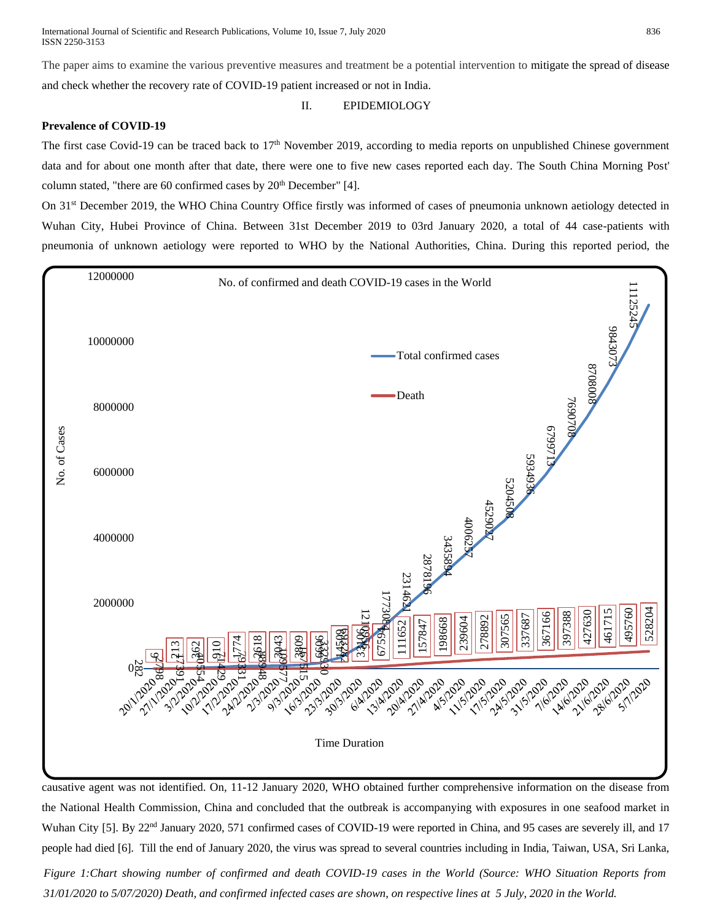The paper aims to examine the various preventive measures and treatment be a potential intervention to mitigate the spread of disease and check whether the recovery rate of COVID-19 patient increased or not in India.

## II. EPIDEMIOLOGY

### Prevalence of COVID-19

The first case Covid-19 can be traced back to 17th November 2019, according to media reports on unpublished Chinese government data and for about one month after that date, there were one to five new cases reported each day. The South China Morning Post' column stated, "there are 60 confirmed cases by 20th December" [4].

On 31st December 2019, the WHO China Country Office firstly was informed of cases of pneumonia unknown aetiology detected in Wuhan City, Hubei Province of China. Between 31st December 2019 to 03rd January 2020, a total of 44 case-patients with pneumonia of unknown aetiology were reported to WHO by the National Authorities, China. During this reported period, the causative agent was not identified. On, 11-12 January 2020, WHO obtained further comprehensive information on the disease from the National Health Commission, China and concluded that the outbreak is accompanying with exposures in one seafood market in Wuhan City [5]. By 22nd January 2020, 571 confirmed cases of COVID-19 were reported in China, and 95 cases are severely ill, and 17 people had died [6]. Till the end of January 2020, the virus was spread to several countries including in India, Taiwan, USA, Sri Lanka,

No. of confirmed and death COVID-19 cases in the World

Total confirmed cases
Death

No. of Cases
0
2000000
4000000
6000000
8000000
10000000
12000000

Time Duration

20/1/2020 27/1/2020 3/2/2020 10/2/2020 17/2/2020 24/2/2020 2/3/2020 9/3/2020 16/3/2020 23/3/2020 30/3/2020 6/4/2020 13/4/2020 20/4/2020 27/4/2020 4/5/2020 11/5/2020 17/5/2020 24/5/2020 31/5/2020 7/6/2020 14/6/2020 21/6/2020 28/6/2020 5/7/2020

282 2798 17391 40554 71429 79331 83948 109577 167515 332930 1210956 1773084 2314621 2878196 3435894 4006257 4529027 5204508 5934936 6799713 7690708 8708008 9843073 11125245

6 213 362 910 1774 2618 3043 3809 6606 33106 67594 111652 157847 198668 239604 278892 307565 337687 367166 397388 427630 461715 495760 528204

*Figure 1:Chart showing number of confirmed and death COVID-19 cases in the World (Source: WHO Situation Reports from 31/01/2020 to 5/07/2020) Death, and confirmed infected cases are shown, on respective lines at 5 July, 2020 in the World.*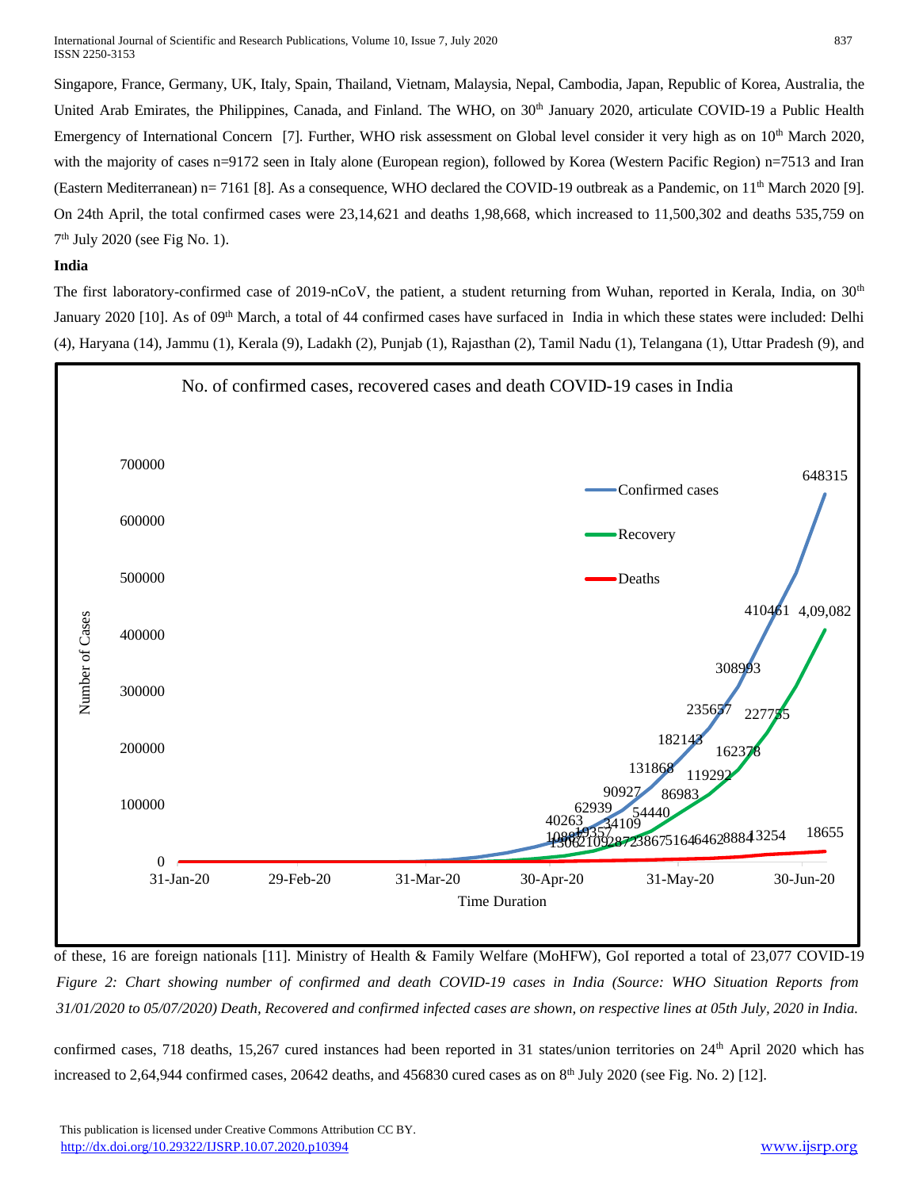Singapore, France, Germany, UK, Italy, Spain, Thailand, Vietnam, Malaysia, Nepal, Cambodia, Japan, Republic of Korea, Australia, the United Arab Emirates, the Philippines, Canada, and Finland. The WHO, on 30th January 2020, articulate COVID-19 a Public Health Emergency of International Concern [7]. Further, WHO risk assessment on Global level consider it very high as on 10th March 2020, with the majority of cases n=9172 seen in Italy alone (European region), followed by Korea (Western Pacific Region) n=7513 and Iran (Eastern Mediterranean) n= 7161 [8]. As a consequence, WHO declared the COVID-19 outbreak as a Pandemic, on 11th March 2020 [9]. On 24th April, the total confirmed cases were 23,14,621 and deaths 1,98,668, which increased to 11,500,302 and deaths 535,759 on 7th July 2020 (see Fig No. 1).

**India**

The first laboratory-confirmed case of 2019-nCoV, the patient, a student returning from Wuhan, reported in Kerala, India, on 30th January 2020 [10]. As of 09th March, a total of 44 confirmed cases have surfaced in India in which these states were included: Delhi (4), Haryana (14), Jammu (1), Kerala (9), Ladakh (2), Punjab (1), Rajasthan (2), Tamil Nadu (1), Telangana (1), Uttar Pradesh (9), and of these, 16 are foreign nationals [11]. Ministry of Health & Family Welfare (MoHFW), GoI reported a total of 23,077 COVID-19 confirmed cases, 718 deaths, 15,267 cured instances had been reported in 31 states/union territories on 24th April 2020 which has increased to 2,64,944 confirmed cases, 20642 deaths, and 456830 cured cases as on 8th July 2020 (see Fig. No. 2) [12].

No. of confirmed cases, recovered cases and death COVID-19 cases in India

Confirmed cases
Recovery
Deaths

648315
410461
4,09,082
308993
235657
227755
182143
162378
131868
119292
90927
86983
62939
54440
40263
34109
19357
10886
1306
2109
2872
3867
5164
6462
8884
13254
18655

Number of Cases
0
100000
200000
300000
400000
500000
600000
700000

31-Jan-20
29-Feb-20
31-Mar-20
30-Apr-20
31-May-20
30-Jun-20
Time Duration

*Figure 2: Chart showing number of confirmed and death COVID-19 cases in India (Source: WHO Situation Reports from 31/01/2020 to 05/07/2020) Death, Recovered and confirmed infected cases are shown, on respective lines at 05th July, 2020 in India.*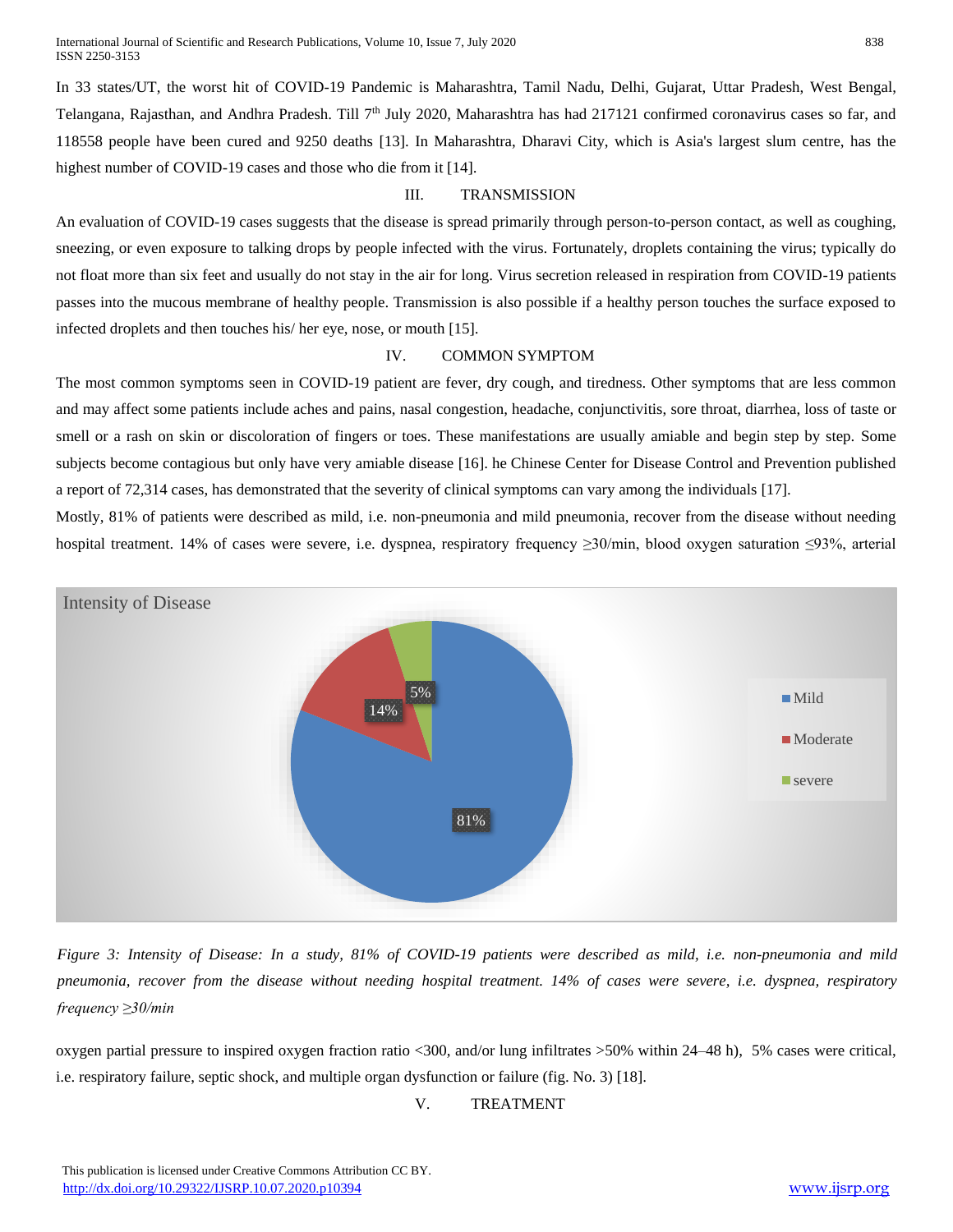In 33 states/UT, the worst hit of COVID-19 Pandemic is Maharashtra, Tamil Nadu, Delhi, Gujarat, Uttar Pradesh, West Bengal, Telangana, Rajasthan, and Andhra Pradesh. Till 7th July 2020, Maharashtra has had 217121 confirmed coronavirus cases so far, and 118558 people have been cured and 9250 deaths [13]. In Maharashtra, Dharavi City, which is Asia's largest slum centre, has the highest number of COVID-19 cases and those who die from it [14].

## III. TRANSMISSION

An evaluation of COVID-19 cases suggests that the disease is spread primarily through person-to-person contact, as well as coughing, sneezing, or even exposure to talking drops by people infected with the virus. Fortunately, droplets containing the virus; typically do not float more than six feet and usually do not stay in the air for long. Virus secretion released in respiration from COVID-19 patients passes into the mucous membrane of healthy people. Transmission is also possible if a healthy person touches the surface exposed to infected droplets and then touches his/ her eye, nose, or mouth [15].

## IV. COMMON SYMPTOM

The most common symptoms seen in COVID-19 patient are fever, dry cough, and tiredness. Other symptoms that are less common and may affect some patients include aches and pains, nasal congestion, headache, conjunctivitis, sore throat, diarrhea, loss of taste or smell or a rash on skin or discoloration of fingers or toes. These manifestations are usually amiable and begin step by step. Some subjects become contagious but only have very amiable disease [16]. he Chinese Center for Disease Control and Prevention published a report of 72,314 cases, has demonstrated that the severity of clinical symptoms can vary among the individuals [17].

Mostly, 81% of patients were described as mild, i.e. non-pneumonia and mild pneumonia, recover from the disease without needing hospital treatment. 14% of cases were severe, i.e. dyspnea, respiratory frequency ≥30/min, blood oxygen saturation ≤93%, arterial

Intensity of Disease

81%
14%
5%

Mild
Moderate
severe

*Figure 3: Intensity of Disease: In a study, 81% of COVID-19 patients were described as mild, i.e. non-pneumonia and mild pneumonia, recover from the disease without needing hospital treatment. 14% of cases were severe, i.e. dyspnea, respiratory frequency ≥30/min*

oxygen partial pressure to inspired oxygen fraction ratio <300, and/or lung infiltrates >50% within 24–48 h), 5% cases were critical, i.e. respiratory failure, septic shock, and multiple organ dysfunction or failure (fig. No. 3) [18].

## V. TREATMENT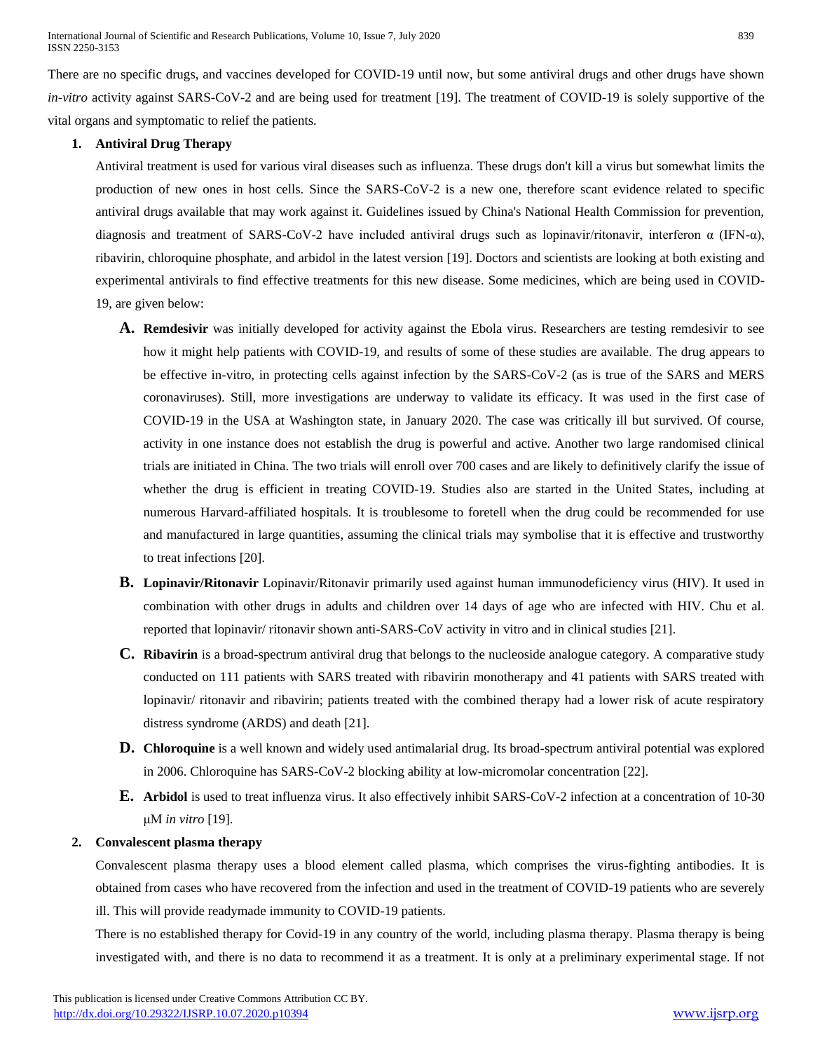There are no specific drugs, and vaccines developed for COVID-19 until now, but some antiviral drugs and other drugs have shown *in-vitro* activity against SARS-CoV-2 and are being used for treatment [19]. The treatment of COVID-19 is solely supportive of the vital organs and symptomatic to relief the patients.

1. **Antiviral Drug Therapy**

   Antiviral treatment is used for various viral diseases such as influenza. These drugs don't kill a virus but somewhat limits the production of new ones in host cells. Since the SARS-CoV-2 is a new one, therefore scant evidence related to specific antiviral drugs available that may work against it. Guidelines issued by China's National Health Commission for prevention, diagnosis and treatment of SARS-CoV-2 have included antiviral drugs such as lopinavir/ritonavir, interferon α (IFN-α), ribavirin, chloroquine phosphate, and arbidol in the latest version [19]. Doctors and scientists are looking at both existing and experimental antivirals to find effective treatments for this new disease. Some medicines, which are being used in COVID-19, are given below:

   **A. Remdesivir** was initially developed for activity against the Ebola virus. Researchers are testing remdesivir to see how it might help patients with COVID-19, and results of some of these studies are available. The drug appears to be effective in-vitro, in protecting cells against infection by the SARS-CoV-2 (as is true of the SARS and MERS coronaviruses). Still, more investigations are underway to validate its efficacy. It was used in the first case of COVID-19 in the USA at Washington state, in January 2020. The case was critically ill but survived. Of course, activity in one instance does not establish the drug is powerful and active. Another two large randomised clinical trials are initiated in China. The two trials will enroll over 700 cases and are likely to definitively clarify the issue of whether the drug is efficient in treating COVID-19. Studies also are started in the United States, including at numerous Harvard-affiliated hospitals. It is troublesome to foretell when the drug could be recommended for use and manufactured in large quantities, assuming the clinical trials may symbolise that it is effective and trustworthy to treat infections [20].

   **B. Lopinavir/Ritonavir** Lopinavir/Ritonavir primarily used against human immunodeficiency virus (HIV). It used in combination with other drugs in adults and children over 14 days of age who are infected with HIV. Chu et al. reported that lopinavir/ ritonavir shown anti-SARS-CoV activity in vitro and in clinical studies [21].

   **C. Ribavirin** is a broad-spectrum antiviral drug that belongs to the nucleoside analogue category. A comparative study conducted on 111 patients with SARS treated with ribavirin monotherapy and 41 patients with SARS treated with lopinavir/ ritonavir and ribavirin; patients treated with the combined therapy had a lower risk of acute respiratory distress syndrome (ARDS) and death [21].

   **D. Chloroquine** is a well known and widely used antimalarial drug. Its broad-spectrum antiviral potential was explored in 2006. Chloroquine has SARS-CoV-2 blocking ability at low-micromolar concentration [22].

   **E. Arbidol** is used to treat influenza virus. It also effectively inhibit SARS-CoV-2 infection at a concentration of 10-30 μM *in vitro* [19].

2. **Convalescent plasma therapy**

   Convalescent plasma therapy uses a blood element called plasma, which comprises the virus-fighting antibodies. It is obtained from cases who have recovered from the infection and used in the treatment of COVID-19 patients who are severely ill. This will provide readymade immunity to COVID-19 patients.

   There is no established therapy for Covid-19 in any country of the world, including plasma therapy. Plasma therapy is being investigated with, and there is no data to recommend it as a treatment. It is only at a preliminary experimental stage. If not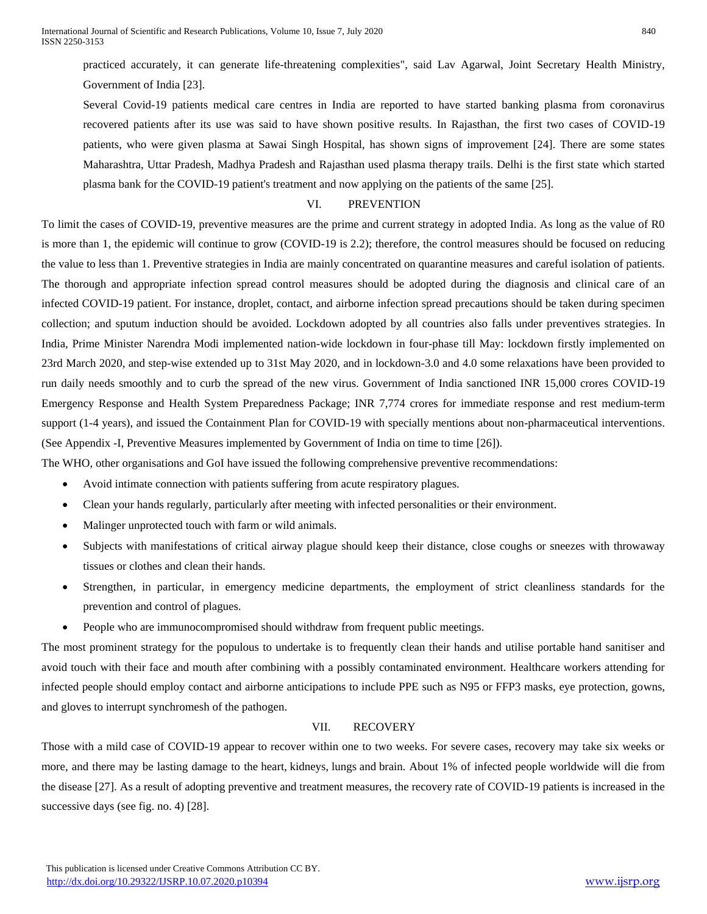practiced accurately, it can generate life-threatening complexities", said Lav Agarwal, Joint Secretary Health Ministry, Government of India [23].

Several Covid-19 patients medical care centres in India are reported to have started banking plasma from coronavirus recovered patients after its use was said to have shown positive results. In Rajasthan, the first two cases of COVID-19 patients, who were given plasma at Sawai Singh Hospital, has shown signs of improvement [24]. There are some states Maharashtra, Uttar Pradesh, Madhya Pradesh and Rajasthan used plasma therapy trails. Delhi is the first state which started plasma bank for the COVID-19 patient's treatment and now applying on the patients of the same [25].

## VI. PREVENTION

To limit the cases of COVID-19, preventive measures are the prime and current strategy in adopted India. As long as the value of R0 is more than 1, the epidemic will continue to grow (COVID-19 is 2.2); therefore, the control measures should be focused on reducing the value to less than 1. Preventive strategies in India are mainly concentrated on quarantine measures and careful isolation of patients. The thorough and appropriate infection spread control measures should be adopted during the diagnosis and clinical care of an infected COVID-19 patient. For instance, droplet, contact, and airborne infection spread precautions should be taken during specimen collection; and sputum induction should be avoided. Lockdown adopted by all countries also falls under preventives strategies. In India, Prime Minister Narendra Modi implemented nation-wide lockdown in four-phase till May: lockdown firstly implemented on 23rd March 2020, and step-wise extended up to 31st May 2020, and in lockdown-3.0 and 4.0 some relaxations have been provided to run daily needs smoothly and to curb the spread of the new virus. Government of India sanctioned INR 15,000 crores COVID-19 Emergency Response and Health System Preparedness Package; INR 7,774 crores for immediate response and rest medium-term support (1-4 years), and issued the Containment Plan for COVID-19 with specially mentions about non-pharmaceutical interventions. (See Appendix -I, Preventive Measures implemented by Government of India on time to time [26]).

The WHO, other organisations and GoI have issued the following comprehensive preventive recommendations:

- Avoid intimate connection with patients suffering from acute respiratory plagues.
- Clean your hands regularly, particularly after meeting with infected personalities or their environment.
- Malinger unprotected touch with farm or wild animals.
- Subjects with manifestations of critical airway plague should keep their distance, close coughs or sneezes with throwaway tissues or clothes and clean their hands.
- Strengthen, in particular, in emergency medicine departments, the employment of strict cleanliness standards for the prevention and control of plagues.
- People who are immunocompromised should withdraw from frequent public meetings.

The most prominent strategy for the populous to undertake is to frequently clean their hands and utilise portable hand sanitiser and avoid touch with their face and mouth after combining with a possibly contaminated environment. Healthcare workers attending for infected people should employ contact and airborne anticipations to include PPE such as N95 or FFP3 masks, eye protection, gowns, and gloves to interrupt synchromesh of the pathogen.

## VII. RECOVERY

Those with a mild case of COVID-19 appear to recover within one to two weeks. For severe cases, recovery may take six weeks or more, and there may be lasting damage to the heart, kidneys, lungs and brain. About 1% of infected people worldwide will die from the disease [27]. As a result of adopting preventive and treatment measures, the recovery rate of COVID-19 patients is increased in the successive days (see fig. no. 4) [28].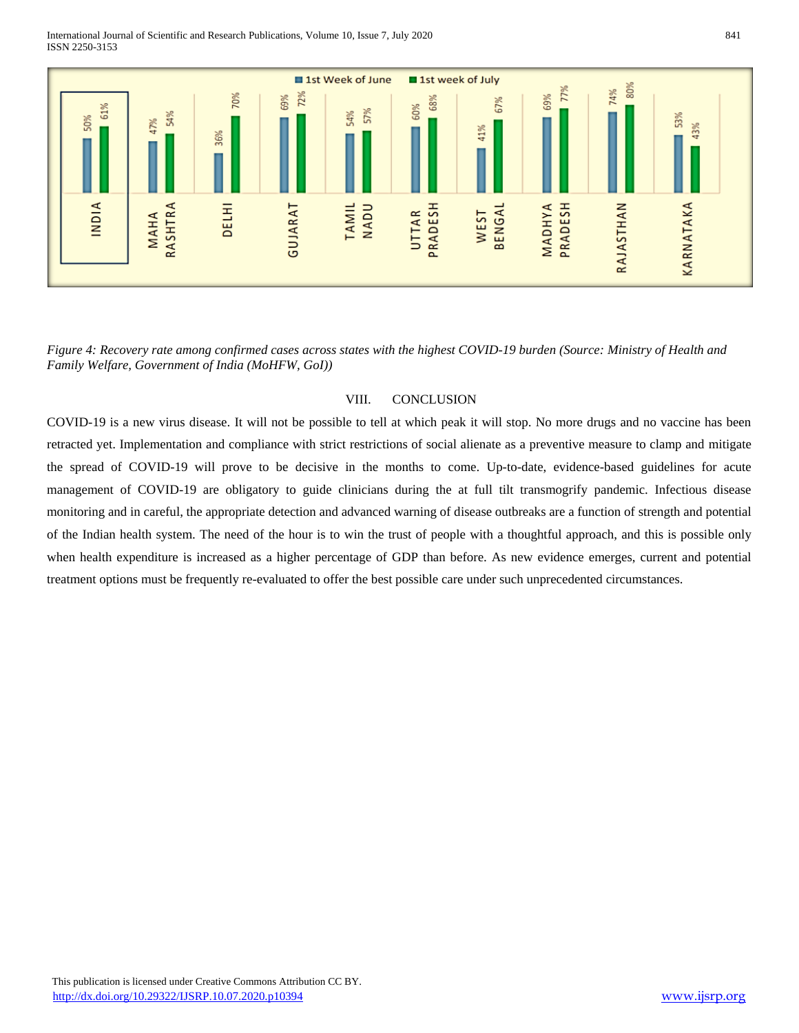1st Week of June
1st week of July

INDIA 50% 61%
MAHA RASHTRA 47% 54%
DELHI 36% 70%
GUJARAT 69% 72%
TAMIL NADU 54% 57%
UTTAR PRADESH 60% 68%
WEST BENGAL 41% 67%
MADHYA PRADESH 69% 77%
RAJASTHAN 74% 80%
KARNATAKA 53% 43%

*Figure 4: Recovery rate among confirmed cases across states with the highest COVID-19 burden (Source: Ministry of Health and Family Welfare, Government of India (MoHFW, GoI))*

## VIII. CONCLUSION

COVID-19 is a new virus disease. It will not be possible to tell at which peak it will stop. No more drugs and no vaccine has been retracted yet. Implementation and compliance with strict restrictions of social alienate as a preventive measure to clamp and mitigate the spread of COVID-19 will prove to be decisive in the months to come. Up-to-date, evidence-based guidelines for acute management of COVID-19 are obligatory to guide clinicians during the at full tilt transmogrify pandemic. Infectious disease monitoring and in careful, the appropriate detection and advanced warning of disease outbreaks are a function of strength and potential of the Indian health system. The need of the hour is to win the trust of people with a thoughtful approach, and this is possible only when health expenditure is increased as a higher percentage of GDP than before. As new evidence emerges, current and potential treatment options must be frequently re-evaluated to offer the best possible care under such unprecedented circumstances.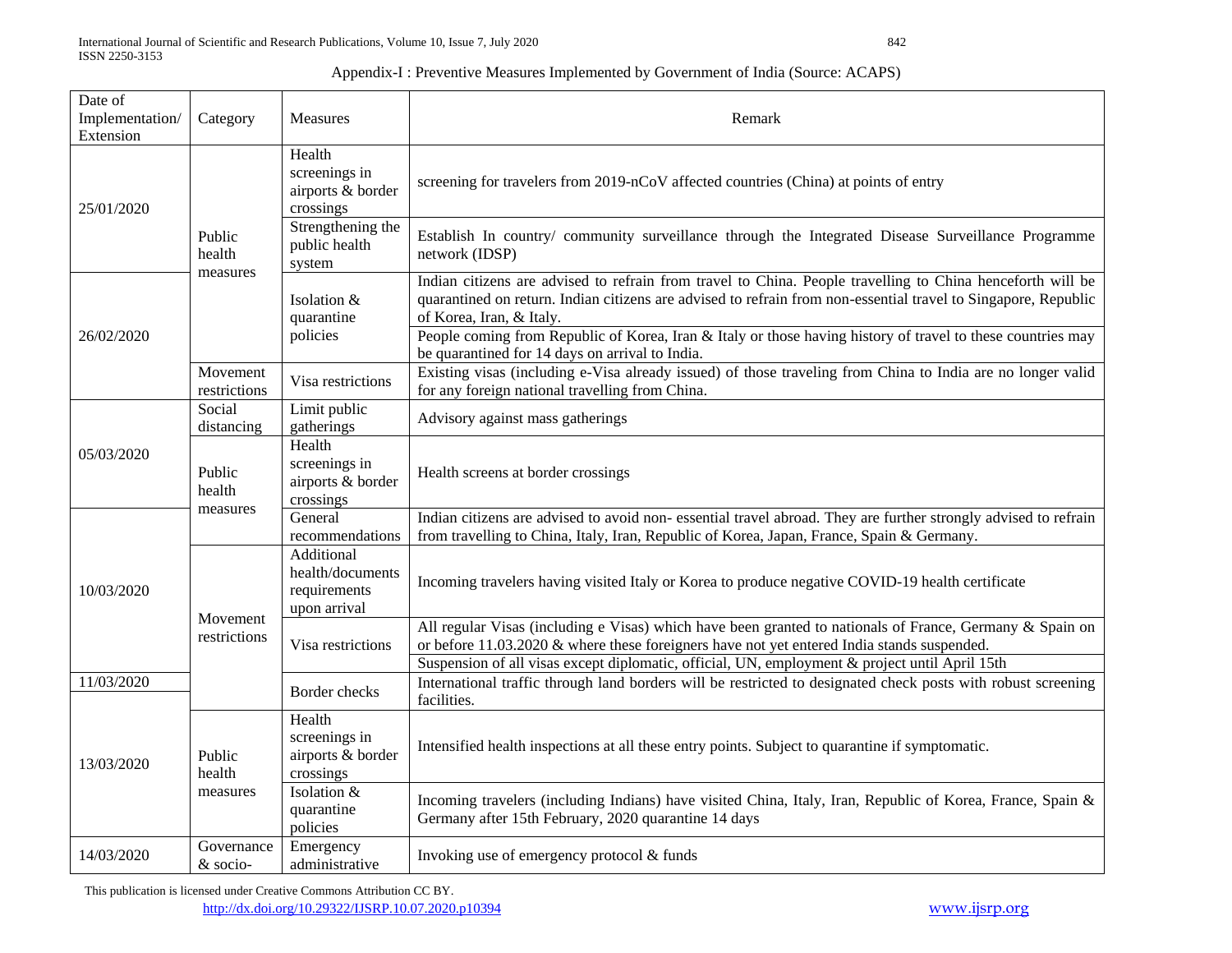Appendix-I : Preventive Measures Implemented by Government of India (Source: ACAPS)

| Date of Implementation/ Extension | Category | Measures | Remark |
| --- | --- | --- | --- |
| 25/01/2020 | Public health measures | Health screenings in airports & border crossings | screening for travelers from 2019-nCoV affected countries (China) at points of entry |
| | | Strengthening the public health system | Establish In country/ community surveillance through the Integrated Disease Surveillance Programme network (IDSP) |
| 26/02/2020 | | Isolation & quarantine policies | Indian citizens are advised to refrain from travel to China. People travelling to China henceforth will be quarantined on return. Indian citizens are advised to refrain from non-essential travel to Singapore, Republic of Korea, Iran, & Italy. |
| | | | People coming from Republic of Korea, Iran & Italy or those having history of travel to these countries may be quarantined for 14 days on arrival to India. |
| | Movement restrictions | Visa restrictions | Existing visas (including e-Visa already issued) of those traveling from China to India are no longer valid for any foreign national travelling from China. |
| 05/03/2020 | Social distancing | Limit public gatherings | Advisory against mass gatherings |
| | Public health measures | Health screenings in airports & border crossings | Health screens at border crossings |
| 10/03/2020 | | General recommendations | Indian citizens are advised to avoid non- essential travel abroad. They are further strongly advised to refrain from travelling to China, Italy, Iran, Republic of Korea, Japan, France, Spain & Germany. |
| | Movement restrictions | Additional health/documents requirements upon arrival | Incoming travelers having visited Italy or Korea to produce negative COVID-19 health certificate |
| | | Visa restrictions | All regular Visas (including e Visas) which have been granted to nationals of France, Germany & Spain on or before 11.03.2020 & where these foreigners have not yet entered India stands suspended. |
| | | | Suspension of all visas except diplomatic, official, UN, employment & project until April 15th |
| 11/03/2020 | | Border checks | International traffic through land borders will be restricted to designated check posts with robust screening facilities. |
| 13/03/2020 | Public health measures | Health screenings in airports & border crossings | Intensified health inspections at all these entry points. Subject to quarantine if symptomatic. |
| | | Isolation & quarantine policies | Incoming travelers (including Indians) have visited China, Italy, Iran, Republic of Korea, France, Spain & Germany after 15th February, 2020 quarantine 14 days |
| 14/03/2020 | Governance & socio- | Emergency administrative | Invoking use of emergency protocol & funds |

This publication is licensed under Creative Commons Attribution CC BY.

http://dx.doi.org/10.29322/IJSRP.10.07.2020.p10394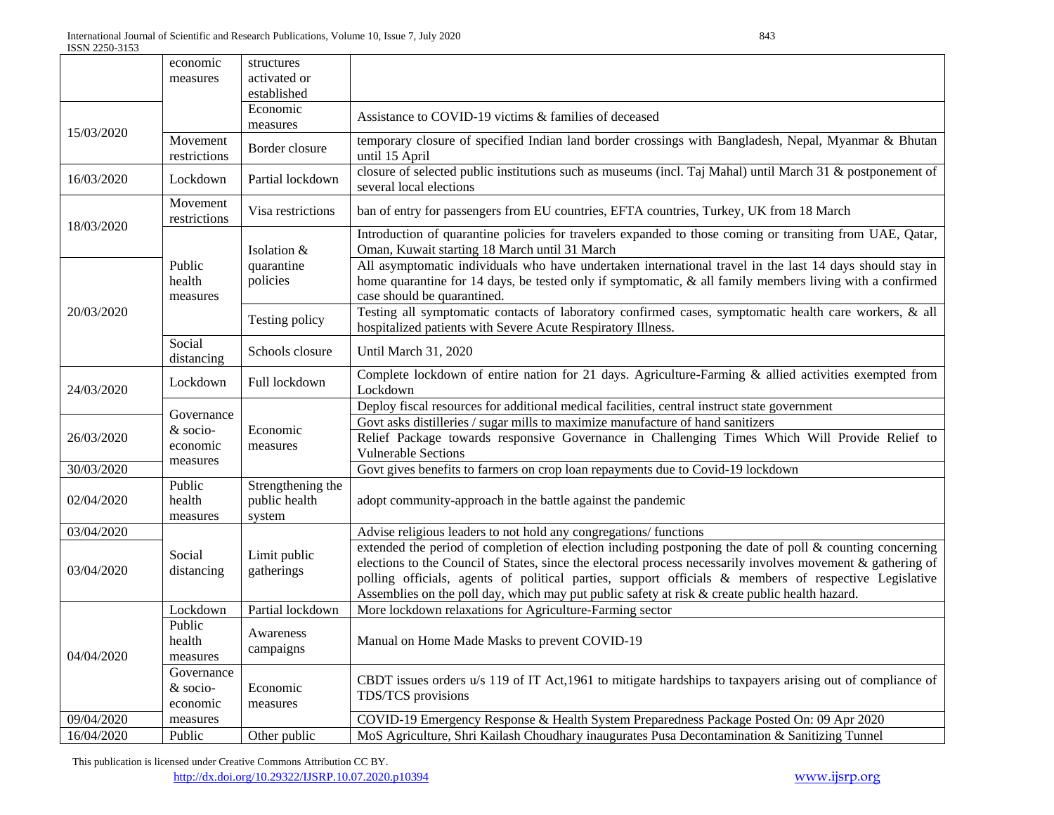| | economic measures | structures activated or established | |
|---|---|---|---|
| 15/03/2020 | | Economic measures | Assistance to COVID-19 victims & families of deceased |
| | Movement restrictions | Border closure | temporary closure of specified Indian land border crossings with Bangladesh, Nepal, Myanmar & Bhutan until 15 April |
| 16/03/2020 | Lockdown | Partial lockdown | closure of selected public institutions such as museums (incl. Taj Mahal) until March 31 & postponement of several local elections |
| 18/03/2020 | Movement restrictions | Visa restrictions | ban of entry for passengers from EU countries, EFTA countries, Turkey, UK from 18 March |
| | Public health measures | Isolation & quarantine policies | Introduction of quarantine policies for travelers expanded to those coming or transiting from UAE, Qatar, Oman, Kuwait starting 18 March until 31 March |
| 20/03/2020 | | | All asymptomatic individuals who have undertaken international travel in the last 14 days should stay in home quarantine for 14 days, be tested only if symptomatic, & all family members living with a confirmed case should be quarantined. |
| | | Testing policy | Testing all symptomatic contacts of laboratory confirmed cases, symptomatic health care workers, & all hospitalized patients with Severe Acute Respiratory Illness. |
| | Social distancing | Schools closure | Until March 31, 2020 |
| 24/03/2020 | Lockdown | Full lockdown | Complete lockdown of entire nation for 21 days. Agriculture-Farming & allied activities exempted from Lockdown |
| | Governance & socio-economic measures | Economic measures | Deploy fiscal resources for additional medical facilities, central instruct state government |
| 26/03/2020 | | | Govt asks distilleries / sugar mills to maximize manufacture of hand sanitizers |
| | | | Relief Package towards responsive Governance in Challenging Times Which Will Provide Relief to Vulnerable Sections |
| 30/03/2020 | | | Govt gives benefits to farmers on crop loan repayments due to Covid-19 lockdown |
| 02/04/2020 | Public health measures | Strengthening the public health system | adopt community-approach in the battle against the pandemic |
| 03/04/2020 | Social distancing | Limit public gatherings | Advise religious leaders to not hold any congregations/ functions |
| 03/04/2020 | | | extended the period of completion of election including postponing the date of poll & counting concerning elections to the Council of States, since the electoral process necessarily involves movement & gathering of polling officials, agents of political parties, support officials & members of respective Legislative Assemblies on the poll day, which may put public safety at risk & create public health hazard. |
| 04/04/2020 | Lockdown | Partial lockdown | More lockdown relaxations for Agriculture-Farming sector |
| | Public health measures | Awareness campaigns | Manual on Home Made Masks to prevent COVID-19 |
| | Governance & socio-economic measures | Economic measures | CBDT issues orders u/s 119 of IT Act,1961 to mitigate hardships to taxpayers arising out of compliance of TDS/TCS provisions |
| 09/04/2020 | | | COVID-19 Emergency Response & Health System Preparedness Package Posted On: 09 Apr 2020 |
| 16/04/2020 | Public | Other public | MoS Agriculture, Shri Kailash Choudhary inaugurates Pusa Decontamination & Sanitizing Tunnel |

This publication is licensed under Creative Commons Attribution CC BY.

http://dx.doi.org/10.29322/IJSRP.10.07.2020.p10394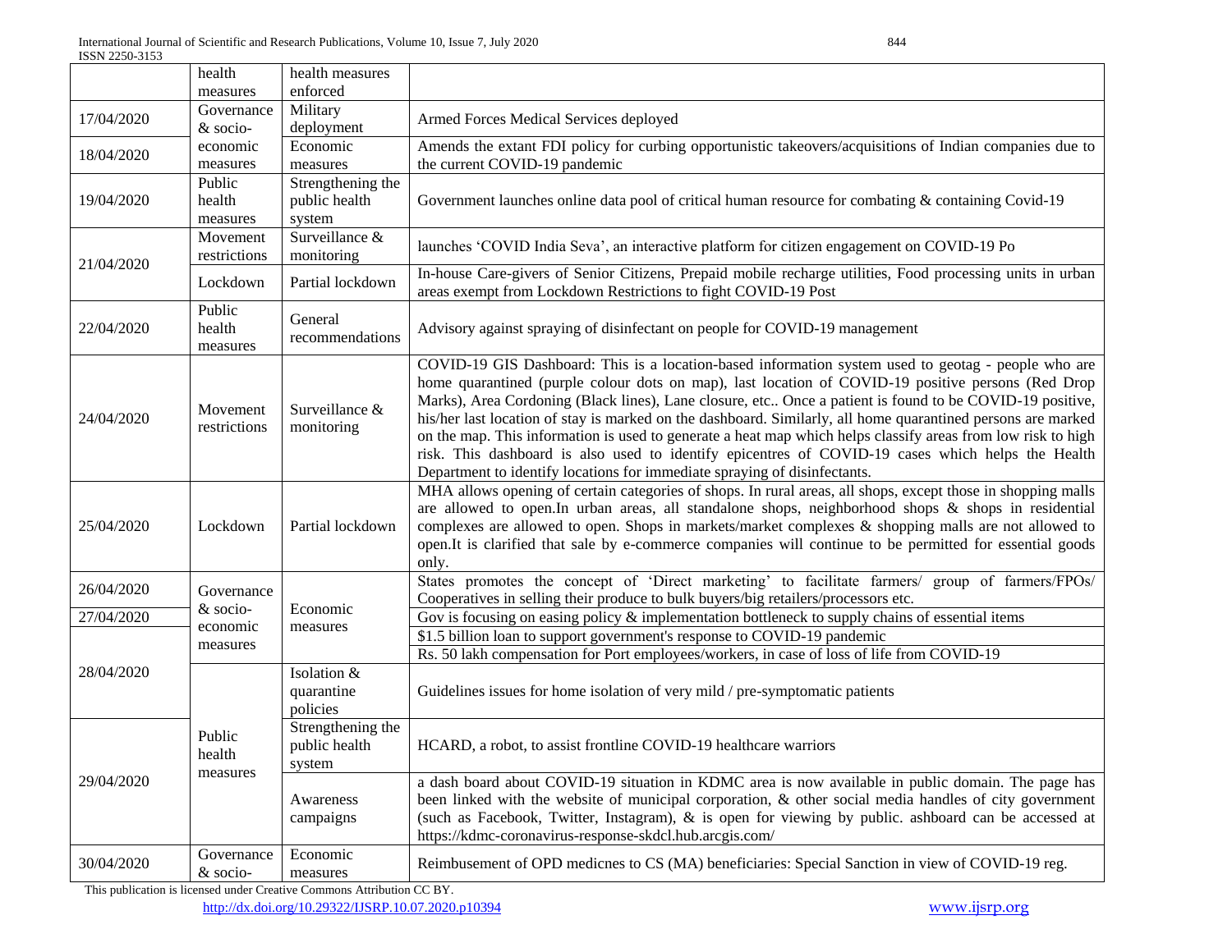| | | | |
|---|---|---|---|
| | health measures | health measures enforced | |
| 17/04/2020 | Governance & socio-economic measures | Military deployment | Armed Forces Medical Services deployed |
| 18/04/2020 | | Economic measures | Amends the extant FDI policy for curbing opportunistic takeovers/acquisitions of Indian companies due to the current COVID-19 pandemic |
| 19/04/2020 | Public health measures | Strengthening the public health system | Government launches online data pool of critical human resource for combating & containing Covid-19 |
| 21/04/2020 | Movement restrictions | Surveillance & monitoring | launches 'COVID India Seva', an interactive platform for citizen engagement on COVID-19 Po |
| | Lockdown | Partial lockdown | In-house Care-givers of Senior Citizens, Prepaid mobile recharge utilities, Food processing units in urban areas exempt from Lockdown Restrictions to fight COVID-19 Post |
| 22/04/2020 | Public health measures | General recommendations | Advisory against spraying of disinfectant on people for COVID-19 management |
| 24/04/2020 | Movement restrictions | Surveillance & monitoring | COVID-19 GIS Dashboard: This is a location-based information system used to geotag - people who are home quarantined (purple colour dots on map), last location of COVID-19 positive persons (Red Drop Marks), Area Cordoning (Black lines), Lane closure, etc.. Once a patient is found to be COVID-19 positive, his/her last location of stay is marked on the dashboard. Similarly, all home quarantined persons are marked on the map. This information is used to generate a heat map which helps classify areas from low risk to high risk. This dashboard is also used to identify epicentres of COVID-19 cases which helps the Health Department to identify locations for immediate spraying of disinfectants. |
| 25/04/2020 | Lockdown | Partial lockdown | MHA allows opening of certain categories of shops. In rural areas, all shops, except those in shopping malls are allowed to open.In urban areas, all standalone shops, neighborhood shops & shops in residential complexes are allowed to open. Shops in markets/market complexes & shopping malls are not allowed to open.It is clarified that sale by e-commerce companies will continue to be permitted for essential goods only. |
| 26/04/2020 | Governance & socio-economic measures | Economic measures | States promotes the concept of 'Direct marketing' to facilitate farmers/ group of farmers/FPOs/ Cooperatives in selling their produce to bulk buyers/big retailers/processors etc. |
| 27/04/2020 | | | Gov is focusing on easing policy & implementation bottleneck to supply chains of essential items |
| 28/04/2020 | | | $1.5 billion loan to support government's response to COVID-19 pandemic |
| | | | Rs. 50 lakh compensation for Port employees/workers, in case of loss of life from COVID-19 |
| | Public health measures | Isolation & quarantine policies | Guidelines issues for home isolation of very mild / pre-symptomatic patients |
| 29/04/2020 | | Strengthening the public health system | HCARD, a robot, to assist frontline COVID-19 healthcare warriors |
| | | Awareness campaigns | a dash board about COVID-19 situation in KDMC area is now available in public domain. The page has been linked with the website of municipal corporation, & other social media handles of city government (such as Facebook, Twitter, Instagram), & is open for viewing by public. ashboard can be accessed at https://kdmc-coronavirus-response-skdcl.hub.arcgis.com/ |
| 30/04/2020 | Governance & socio- | Economic measures | Reimbusement of OPD medicnes to CS (MA) beneficiaries: Special Sanction in view of COVID-19 reg. |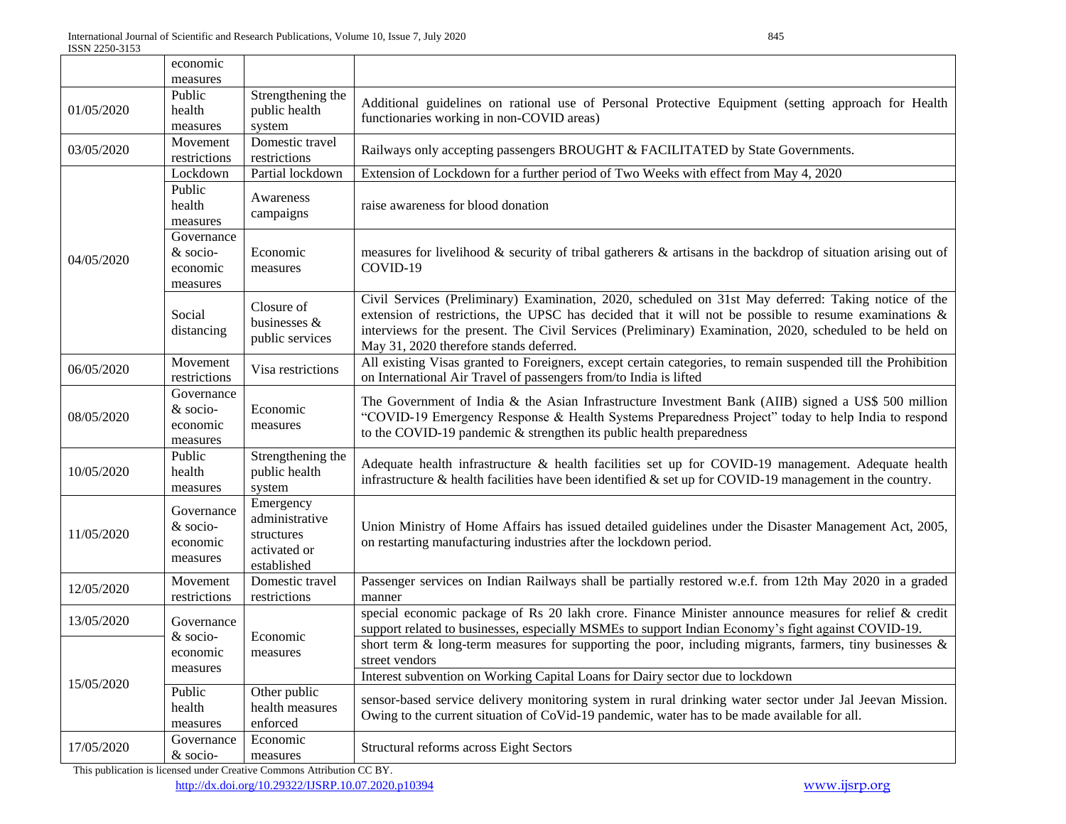| | | | |
|---|---|---|---|
| | economic measures | | |
| 01/05/2020 | Public health measures | Strengthening the public health system | Additional guidelines on rational use of Personal Protective Equipment (setting approach for Health functionaries working in non-COVID areas) |
| 03/05/2020 | Movement restrictions | Domestic travel restrictions | Railways only accepting passengers BROUGHT & FACILITATED by State Governments. |
| 04/05/2020 | Lockdown | Partial lockdown | Extension of Lockdown for a further period of Two Weeks with effect from May 4, 2020 |
| | Public health measures | Awareness campaigns | raise awareness for blood donation |
| | Governance & socio-economic measures | Economic measures | measures for livelihood & security of tribal gatherers & artisans in the backdrop of situation arising out of COVID-19 |
| | Social distancing | Closure of businesses & public services | Civil Services (Preliminary) Examination, 2020, scheduled on 31st May deferred: Taking notice of the extension of restrictions, the UPSC has decided that it will not be possible to resume examinations & interviews for the present. The Civil Services (Preliminary) Examination, 2020, scheduled to be held on May 31, 2020 therefore stands deferred. |
| 06/05/2020 | Movement restrictions | Visa restrictions | All existing Visas granted to Foreigners, except certain categories, to remain suspended till the Prohibition on International Air Travel of passengers from/to India is lifted |
| 08/05/2020 | Governance & socio-economic measures | Economic measures | The Government of India & the Asian Infrastructure Investment Bank (AIIB) signed a US$ 500 million "COVID-19 Emergency Response & Health Systems Preparedness Project" today to help India to respond to the COVID-19 pandemic & strengthen its public health preparedness |
| 10/05/2020 | Public health measures | Strengthening the public health system | Adequate health infrastructure & health facilities set up for COVID-19 management. Adequate health infrastructure & health facilities have been identified & set up for COVID-19 management in the country. |
| 11/05/2020 | Governance & socio-economic measures | Emergency administrative structures activated or established | Union Ministry of Home Affairs has issued detailed guidelines under the Disaster Management Act, 2005, on restarting manufacturing industries after the lockdown period. |
| 12/05/2020 | Movement restrictions | Domestic travel restrictions | Passenger services on Indian Railways shall be partially restored w.e.f. from 12th May 2020 in a graded manner |
| 13/05/2020 | Governance & socio-economic measures | Economic measures | special economic package of Rs 20 lakh crore. Finance Minister announce measures for relief & credit support related to businesses, especially MSMEs to support Indian Economy's fight against COVID-19. |
| 15/05/2020 | | | short term & long-term measures for supporting the poor, including migrants, farmers, tiny businesses & street vendors |
| | | | Interest subvention on Working Capital Loans for Dairy sector due to lockdown |
| | Public health measures | Other public health measures enforced | sensor-based service delivery monitoring system in rural drinking water sector under Jal Jeevan Mission. Owing to the current situation of CoVid-19 pandemic, water has to be made available for all. |
| 17/05/2020 | Governance & socio- | Economic measures | Structural reforms across Eight Sectors |

This publication is licensed under Creative Commons Attribution CC BY.

http://dx.doi.org/10.29322/IJSRP.10.07.2020.p10394 www.ijsrp.org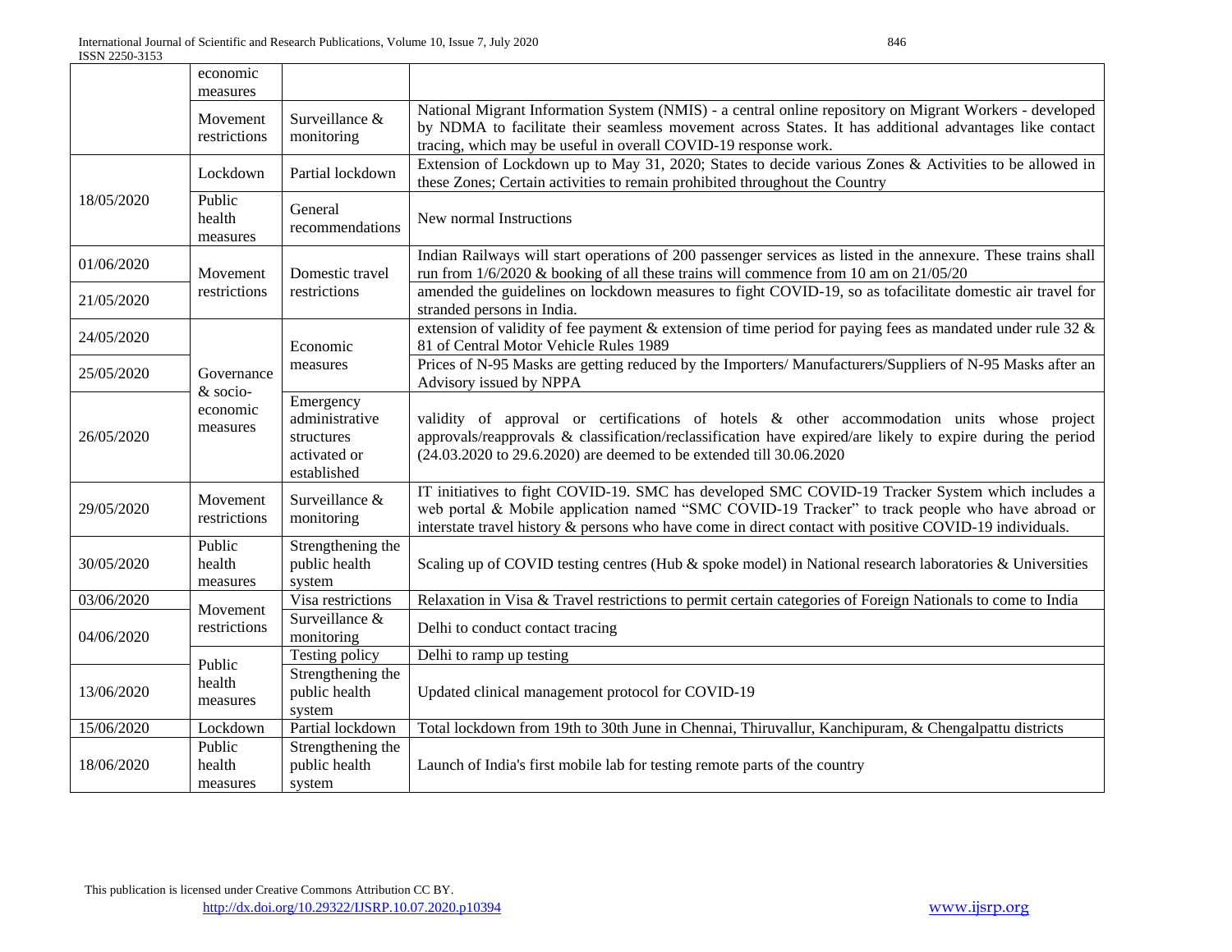| | | | |
|---|---|---|---|
| | economic measures | | |
| | Movement restrictions | Surveillance & monitoring | National Migrant Information System (NMIS) - a central online repository on Migrant Workers - developed by NDMA to facilitate their seamless movement across States. It has additional advantages like contact tracing, which may be useful in overall COVID-19 response work. |
| 18/05/2020 | Lockdown | Partial lockdown | Extension of Lockdown up to May 31, 2020; States to decide various Zones & Activities to be allowed in these Zones; Certain activities to remain prohibited throughout the Country |
| | Public health measures | General recommendations | New normal Instructions |
| 01/06/2020 | Movement restrictions | Domestic travel restrictions | Indian Railways will start operations of 200 passenger services as listed in the annexure. These trains shall run from 1/6/2020 & booking of all these trains will commence from 10 am on 21/05/20 |
| 21/05/2020 | | | amended the guidelines on lockdown measures to fight COVID-19, so as tofacilitate domestic air travel for stranded persons in India. |
| 24/05/2020 | Governance & socio-economic measures | Economic measures | extension of validity of fee payment & extension of time period for paying fees as mandated under rule 32 & 81 of Central Motor Vehicle Rules 1989 |
| 25/05/2020 | | | Prices of N-95 Masks are getting reduced by the Importers/ Manufacturers/Suppliers of N-95 Masks after an Advisory issued by NPPA |
| 26/05/2020 | | Emergency administrative structures activated or established | validity of approval or certifications of hotels & other accommodation units whose project approvals/reapprovals & classification/reclassification have expired/are likely to expire during the period (24.03.2020 to 29.6.2020) are deemed to be extended till 30.06.2020 |
| 29/05/2020 | Movement restrictions | Surveillance & monitoring | IT initiatives to fight COVID-19. SMC has developed SMC COVID-19 Tracker System which includes a web portal & Mobile application named "SMC COVID-19 Tracker" to track people who have abroad or interstate travel history & persons who have come in direct contact with positive COVID-19 individuals. |
| 30/05/2020 | Public health measures | Strengthening the public health system | Scaling up of COVID testing centres (Hub & spoke model) in National research laboratories & Universities |
| 03/06/2020 | Movement restrictions | Visa restrictions | Relaxation in Visa & Travel restrictions to permit certain categories of Foreign Nationals to come to India |
| 04/06/2020 | | Surveillance & monitoring | Delhi to conduct contact tracing |
| | Public health measures | Testing policy | Delhi to ramp up testing |
| 13/06/2020 | | Strengthening the public health system | Updated clinical management protocol for COVID-19 |
| 15/06/2020 | Lockdown | Partial lockdown | Total lockdown from 19th to 30th June in Chennai, Thiruvallur, Kanchipuram, & Chengalpattu districts |
| 18/06/2020 | Public health measures | Strengthening the public health system | Launch of India's first mobile lab for testing remote parts of the country |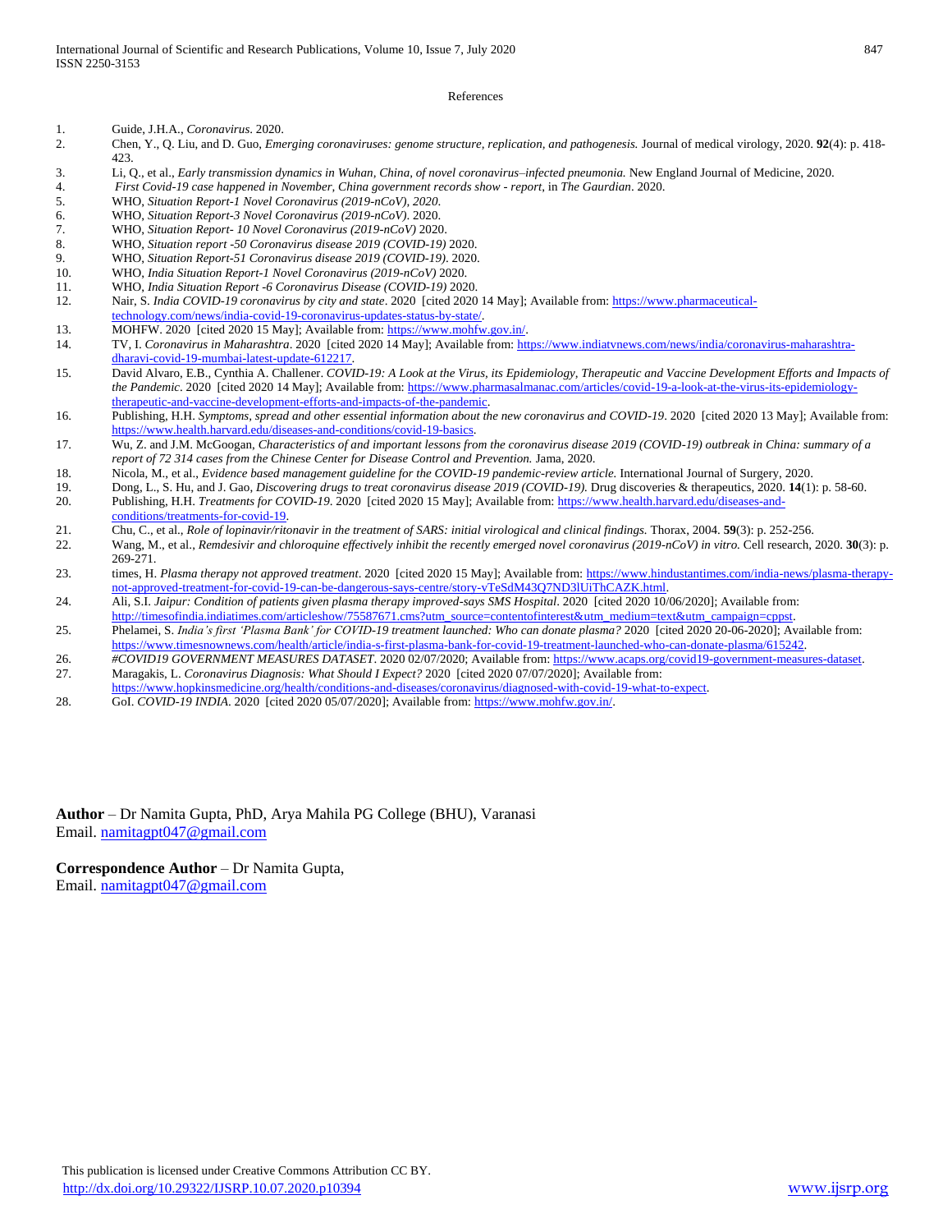## References

1. Guide, J.H.A., *Coronavirus*. 2020.
2. Chen, Y., Q. Liu, and D. Guo, *Emerging coronaviruses: genome structure, replication, and pathogenesis.* Journal of medical virology, 2020. **92**(4): p. 418-423.
3. Li, Q., et al., *Early transmission dynamics in Wuhan, China, of novel coronavirus–infected pneumonia.* New England Journal of Medicine, 2020.
4. *First Covid-19 case happened in November, China government records show - report*, in *The Gaurdian*. 2020.
5. WHO, *Situation Report-1 Novel Coronavirus (2019-nCoV), 2020.*
6. WHO, *Situation Report-3 Novel Coronavirus (2019-nCoV)*. 2020.
7. WHO, *Situation Report- 10 Novel Coronavirus (2019-nCoV)* 2020.
8. WHO, *Situation report -50 Coronavirus disease 2019 (COVID-19)* 2020.
9. WHO, *Situation Report-51 Coronavirus disease 2019 (COVID-19)*. 2020.
10. WHO, *India Situation Report-1 Novel Coronavirus (2019-nCoV)* 2020.
11. WHO, *India Situation Report -6 Coronavirus Disease (COVID-19)* 2020.
12. Nair, S. *India COVID-19 coronavirus by city and state*. 2020 [cited 2020 14 May]; Available from: https://www.pharmaceutical-technology.com/news/india-covid-19-coronavirus-updates-status-by-state/.
13. MOHFW. 2020 [cited 2020 15 May]; Available from: https://www.mohfw.gov.in/.
14. TV, I. *Coronavirus in Maharashtra*. 2020 [cited 2020 14 May]; Available from: https://www.indiatvnews.com/news/india/coronavirus-maharashtra-dharavi-covid-19-mumbai-latest-update-612217.
15. David Alvaro, E.B., Cynthia A. Challener. *COVID-19: A Look at the Virus, its Epidemiology, Therapeutic and Vaccine Development Efforts and Impacts of the Pandemic*. 2020 [cited 2020 14 May]; Available from: https://www.pharmasalmanac.com/articles/covid-19-a-look-at-the-virus-its-epidemiology-therapeutic-and-vaccine-development-efforts-and-impacts-of-the-pandemic.
16. Publishing, H.H. *Symptoms, spread and other essential information about the new coronavirus and COVID-19*. 2020 [cited 2020 13 May]; Available from: https://www.health.harvard.edu/diseases-and-conditions/covid-19-basics.
17. Wu, Z. and J.M. McGoogan, *Characteristics of and important lessons from the coronavirus disease 2019 (COVID-19) outbreak in China: summary of a report of 72 314 cases from the Chinese Center for Disease Control and Prevention.* Jama, 2020.
18. Nicola, M., et al., *Evidence based management guideline for the COVID-19 pandemic-review article.* International Journal of Surgery, 2020.
19. Dong, L., S. Hu, and J. Gao, *Discovering drugs to treat coronavirus disease 2019 (COVID-19).* Drug discoveries & therapeutics, 2020. **14**(1): p. 58-60.
20. Publishing, H.H. *Treatments for COVID-19*. 2020 [cited 2020 15 May]; Available from: https://www.health.harvard.edu/diseases-and-conditions/treatments-for-covid-19.
21. Chu, C., et al., *Role of lopinavir/ritonavir in the treatment of SARS: initial virological and clinical findings.* Thorax, 2004. **59**(3): p. 252-256.
22. Wang, M., et al., *Remdesivir and chloroquine effectively inhibit the recently emerged novel coronavirus (2019-nCoV) in vitro.* Cell research, 2020. **30**(3): p. 269-271.
23. times, H. *Plasma therapy not approved treatment*. 2020 [cited 2020 15 May]; Available from: https://www.hindustantimes.com/india-news/plasma-therapy-not-approved-treatment-for-covid-19-can-be-dangerous-says-centre/story-vTeSdM43Q7ND3lUiThCAZK.html.
24. Ali, S.I. *Jaipur: Condition of patients given plasma therapy improved-says SMS Hospital*. 2020 [cited 2020 10/06/2020]; Available from: http://timesofindia.indiatimes.com/articleshow/75587671.cms?utm_source=contentofinterest&utm_medium=text&utm_campaign=cppst.
25. Phelamei, S. *India's first 'Plasma Bank' for COVID-19 treatment launched: Who can donate plasma?* 2020 [cited 2020 20-06-2020]; Available from: https://www.timesnownews.com/health/article/india-s-first-plasma-bank-for-covid-19-treatment-launched-who-can-donate-plasma/615242.
26. *#COVID19 GOVERNMENT MEASURES DATASET*. 2020 02/07/2020; Available from: https://www.acaps.org/covid19-government-measures-dataset.
27. Maragakis, L. *Coronavirus Diagnosis: What Should I Expect?* 2020 [cited 2020 07/07/2020]; Available from: https://www.hopkinsmedicine.org/health/conditions-and-diseases/coronavirus/diagnosed-with-covid-19-what-to-expect.
28. GoI. *COVID-19 INDIA*. 2020 [cited 2020 05/07/2020]; Available from: https://www.mohfw.gov.in/.

**Author** – Dr Namita Gupta, PhD, Arya Mahila PG College (BHU), Varanasi
Email. namitagpt047@gmail.com

**Correspondence Author** – Dr Namita Gupta,
Email. namitagpt047@gmail.com

This publication is licensed under Creative Commons Attribution CC BY.
http://dx.doi.org/10.29322/IJSRP.10.07.2020.p10394